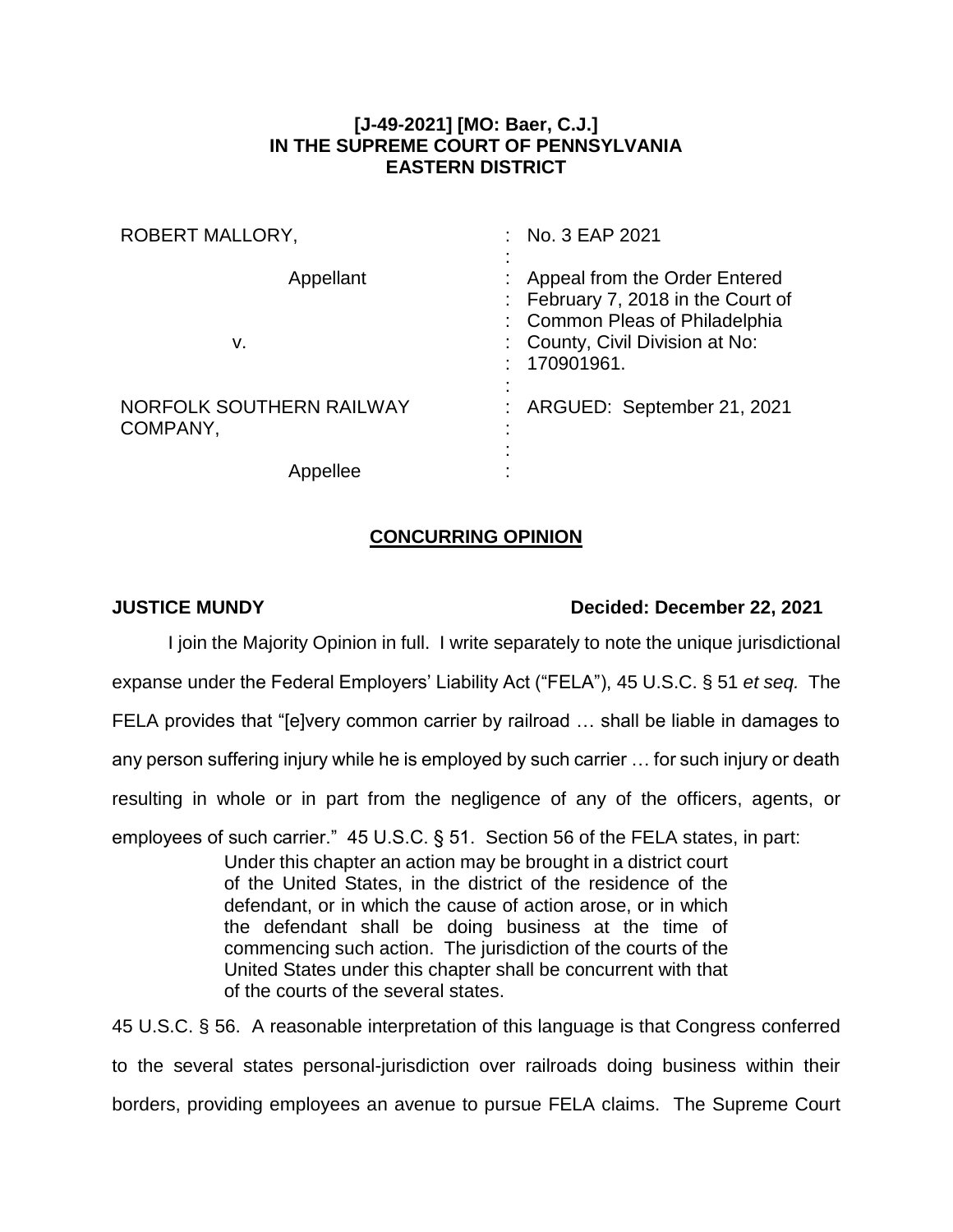**[J-49-2021] [MO: Baer, C.J.]**
**IN THE SUPREME COURT OF PENNSYLVANIA**
**EASTERN DISTRICT**

| | |
|---|---|
| ROBERT MALLORY, | : No. 3 EAP 2021 |
| Appellant | : Appeal from the Order Entered February 7, 2018 in the Court of Common Pleas of Philadelphia County, Civil Division at No: 170901961. |
| v. | |
| NORFOLK SOUTHERN RAILWAY COMPANY, | : ARGUED: September 21, 2021 |
| Appellee | : |

## CONCURRING OPINION

**JUSTICE MUNDY** **Decided: December 22, 2021**

I join the Majority Opinion in full. I write separately to note the unique jurisdictional expanse under the Federal Employers' Liability Act ("FELA"), 45 U.S.C. § 51 *et seq.* The FELA provides that "[e]very common carrier by railroad … shall be liable in damages to any person suffering injury while he is employed by such carrier … for such injury or death resulting in whole or in part from the negligence of any of the officers, agents, or employees of such carrier." 45 U.S.C. § 51. Section 56 of the FELA states, in part:

> Under this chapter an action may be brought in a district court of the United States, in the district of the residence of the defendant, or in which the cause of action arose, or in which the defendant shall be doing business at the time of commencing such action. The jurisdiction of the courts of the United States under this chapter shall be concurrent with that of the courts of the several states.

45 U.S.C. § 56. A reasonable interpretation of this language is that Congress conferred to the several states personal-jurisdiction over railroads doing business within their borders, providing employees an avenue to pursue FELA claims. The Supreme Court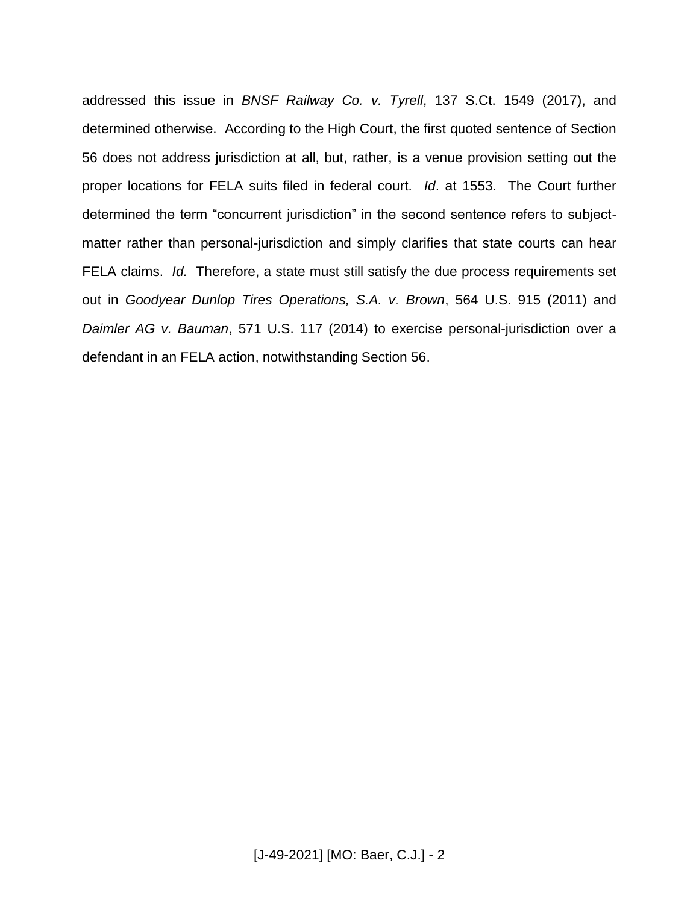addressed this issue in *BNSF Railway Co. v. Tyrell*, 137 S.Ct. 1549 (2017), and determined otherwise. According to the High Court, the first quoted sentence of Section 56 does not address jurisdiction at all, but, rather, is a venue provision setting out the proper locations for FELA suits filed in federal court. *Id*. at 1553. The Court further determined the term "concurrent jurisdiction" in the second sentence refers to subject-matter rather than personal-jurisdiction and simply clarifies that state courts can hear FELA claims. *Id.* Therefore, a state must still satisfy the due process requirements set out in *Goodyear Dunlop Tires Operations, S.A. v. Brown*, 564 U.S. 915 (2011) and *Daimler AG v. Bauman*, 571 U.S. 117 (2014) to exercise personal-jurisdiction over a defendant in an FELA action, notwithstanding Section 56.